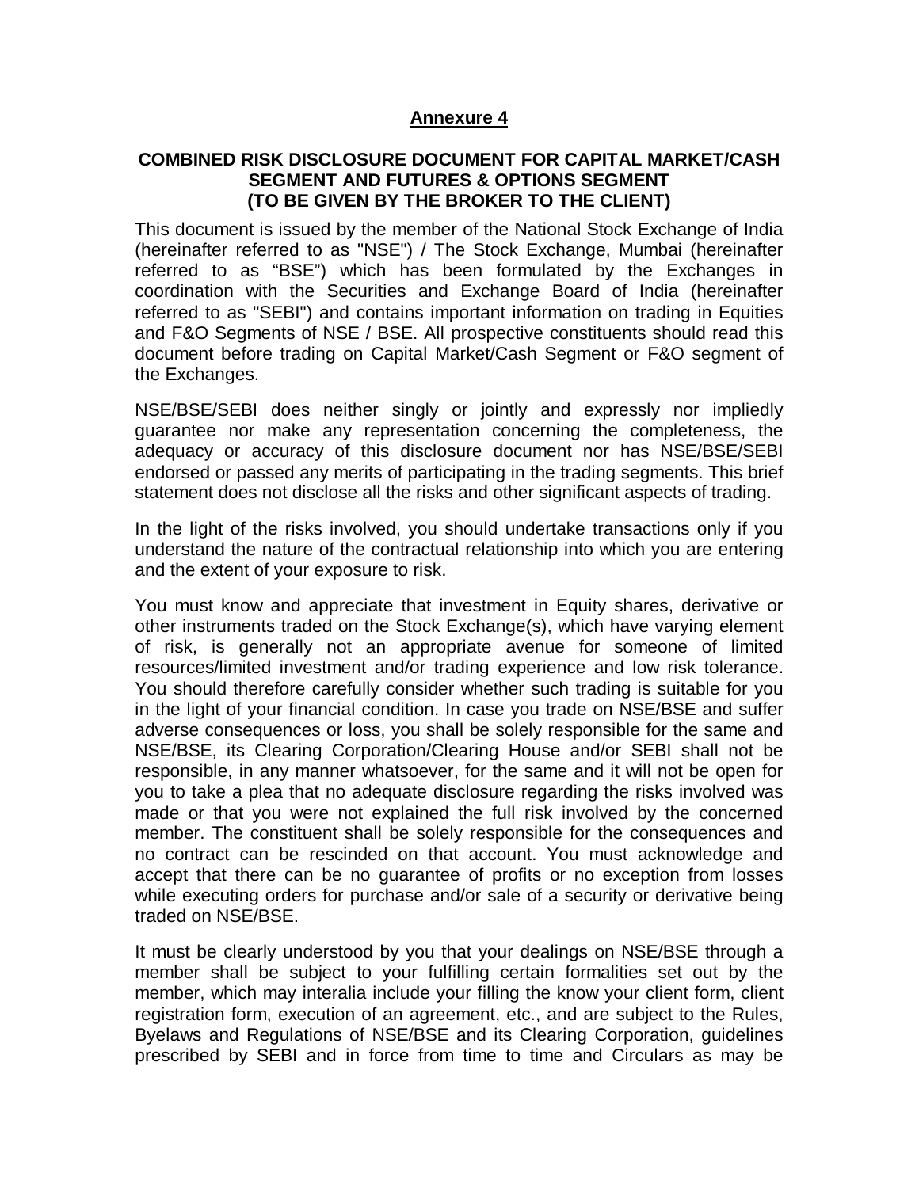**Annexure 4**

# COMBINED RISK DISCLOSURE DOCUMENT FOR CAPITAL MARKET/CASH SEGMENT AND FUTURES & OPTIONS SEGMENT (TO BE GIVEN BY THE BROKER TO THE CLIENT)

This document is issued by the member of the National Stock Exchange of India (hereinafter referred to as "NSE") / The Stock Exchange, Mumbai (hereinafter referred to as "BSE") which has been formulated by the Exchanges in coordination with the Securities and Exchange Board of India (hereinafter referred to as "SEBI") and contains important information on trading in Equities and F&O Segments of NSE / BSE. All prospective constituents should read this document before trading on Capital Market/Cash Segment or F&O segment of the Exchanges.

NSE/BSE/SEBI does neither singly or jointly and expressly nor impliedly guarantee nor make any representation concerning the completeness, the adequacy or accuracy of this disclosure document nor has NSE/BSE/SEBI endorsed or passed any merits of participating in the trading segments. This brief statement does not disclose all the risks and other significant aspects of trading.

In the light of the risks involved, you should undertake transactions only if you understand the nature of the contractual relationship into which you are entering and the extent of your exposure to risk.

You must know and appreciate that investment in Equity shares, derivative or other instruments traded on the Stock Exchange(s), which have varying element of risk, is generally not an appropriate avenue for someone of limited resources/limited investment and/or trading experience and low risk tolerance. You should therefore carefully consider whether such trading is suitable for you in the light of your financial condition. In case you trade on NSE/BSE and suffer adverse consequences or loss, you shall be solely responsible for the same and NSE/BSE, its Clearing Corporation/Clearing House and/or SEBI shall not be responsible, in any manner whatsoever, for the same and it will not be open for you to take a plea that no adequate disclosure regarding the risks involved was made or that you were not explained the full risk involved by the concerned member. The constituent shall be solely responsible for the consequences and no contract can be rescinded on that account. You must acknowledge and accept that there can be no guarantee of profits or no exception from losses while executing orders for purchase and/or sale of a security or derivative being traded on NSE/BSE.

It must be clearly understood by you that your dealings on NSE/BSE through a member shall be subject to your fulfilling certain formalities set out by the member, which may interalia include your filling the know your client form, client registration form, execution of an agreement, etc., and are subject to the Rules, Byelaws and Regulations of NSE/BSE and its Clearing Corporation, guidelines prescribed by SEBI and in force from time to time and Circulars as may be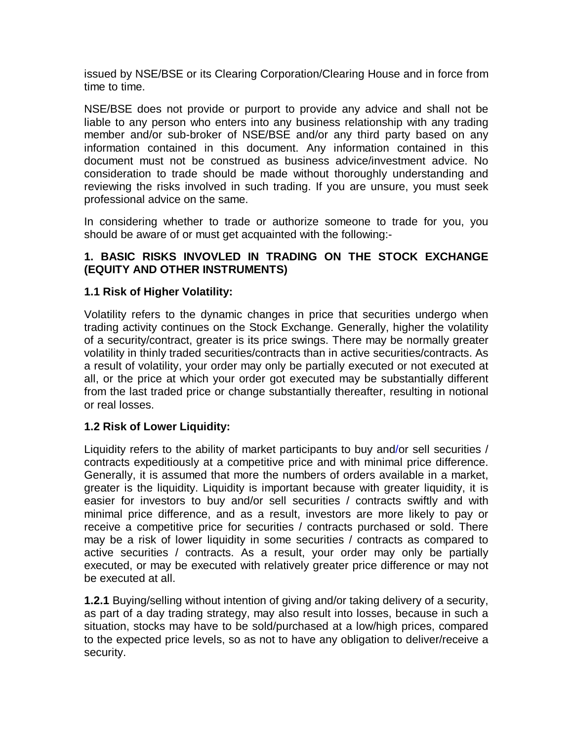issued by NSE/BSE or its Clearing Corporation/Clearing House and in force from time to time.

NSE/BSE does not provide or purport to provide any advice and shall not be liable to any person who enters into any business relationship with any trading member and/or sub-broker of NSE/BSE and/or any third party based on any information contained in this document. Any information contained in this document must not be construed as business advice/investment advice. No consideration to trade should be made without thoroughly understanding and reviewing the risks involved in such trading. If you are unsure, you must seek professional advice on the same.

In considering whether to trade or authorize someone to trade for you, you should be aware of or must get acquainted with the following:-

## 1. BASIC RISKS INVOVLED IN TRADING ON THE STOCK EXCHANGE (EQUITY AND OTHER INSTRUMENTS)

### 1.1 Risk of Higher Volatility:

Volatility refers to the dynamic changes in price that securities undergo when trading activity continues on the Stock Exchange. Generally, higher the volatility of a security/contract, greater is its price swings. There may be normally greater volatility in thinly traded securities/contracts than in active securities/contracts. As a result of volatility, your order may only be partially executed or not executed at all, or the price at which your order got executed may be substantially different from the last traded price or change substantially thereafter, resulting in notional or real losses.

### 1.2 Risk of Lower Liquidity:

Liquidity refers to the ability of market participants to buy and/or sell securities / contracts expeditiously at a competitive price and with minimal price difference. Generally, it is assumed that more the numbers of orders available in a market, greater is the liquidity. Liquidity is important because with greater liquidity, it is easier for investors to buy and/or sell securities / contracts swiftly and with minimal price difference, and as a result, investors are more likely to pay or receive a competitive price for securities / contracts purchased or sold. There may be a risk of lower liquidity in some securities / contracts as compared to active securities / contracts. As a result, your order may only be partially executed, or may be executed with relatively greater price difference or may not be executed at all.

**1.2.1** Buying/selling without intention of giving and/or taking delivery of a security, as part of a day trading strategy, may also result into losses, because in such a situation, stocks may have to be sold/purchased at a low/high prices, compared to the expected price levels, so as not to have any obligation to deliver/receive a security.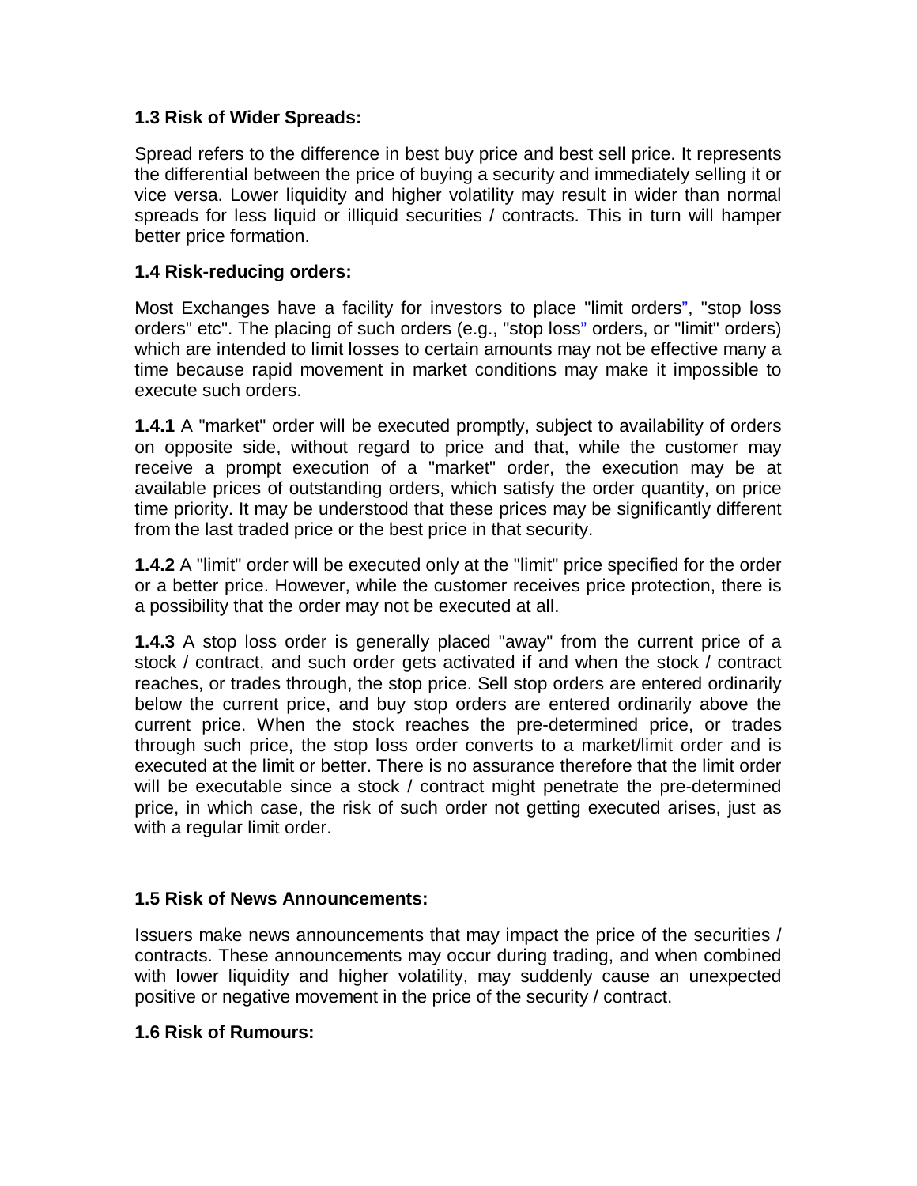### 1.3 Risk of Wider Spreads:

Spread refers to the difference in best buy price and best sell price. It represents the differential between the price of buying a security and immediately selling it or vice versa. Lower liquidity and higher volatility may result in wider than normal spreads for less liquid or illiquid securities / contracts. This in turn will hamper better price formation.

### 1.4 Risk-reducing orders:

Most Exchanges have a facility for investors to place "limit orders", "stop loss orders" etc". The placing of such orders (e.g., "stop loss" orders, or "limit" orders) which are intended to limit losses to certain amounts may not be effective many a time because rapid movement in market conditions may make it impossible to execute such orders.

**1.4.1** A "market" order will be executed promptly, subject to availability of orders on opposite side, without regard to price and that, while the customer may receive a prompt execution of a "market" order, the execution may be at available prices of outstanding orders, which satisfy the order quantity, on price time priority. It may be understood that these prices may be significantly different from the last traded price or the best price in that security.

**1.4.2** A "limit" order will be executed only at the "limit" price specified for the order or a better price. However, while the customer receives price protection, there is a possibility that the order may not be executed at all.

**1.4.3** A stop loss order is generally placed "away" from the current price of a stock / contract, and such order gets activated if and when the stock / contract reaches, or trades through, the stop price. Sell stop orders are entered ordinarily below the current price, and buy stop orders are entered ordinarily above the current price. When the stock reaches the pre-determined price, or trades through such price, the stop loss order converts to a market/limit order and is executed at the limit or better. There is no assurance therefore that the limit order will be executable since a stock / contract might penetrate the pre-determined price, in which case, the risk of such order not getting executed arises, just as with a regular limit order.

### 1.5 Risk of News Announcements:

Issuers make news announcements that may impact the price of the securities / contracts. These announcements may occur during trading, and when combined with lower liquidity and higher volatility, may suddenly cause an unexpected positive or negative movement in the price of the security / contract.

### 1.6 Risk of Rumours: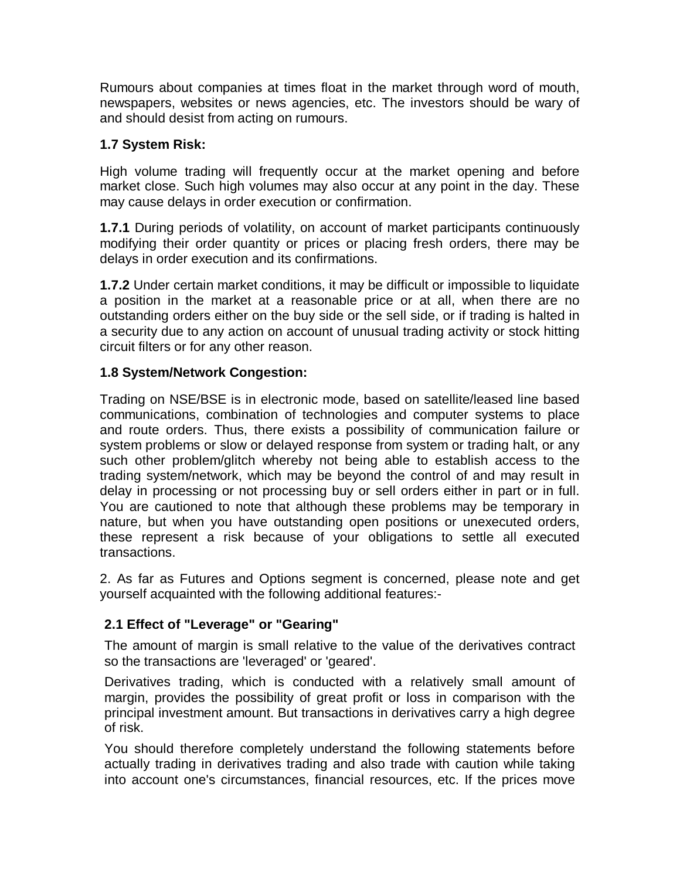Rumours about companies at times float in the market through word of mouth, newspapers, websites or news agencies, etc. The investors should be wary of and should desist from acting on rumours.

**1.7 System Risk:**

High volume trading will frequently occur at the market opening and before market close. Such high volumes may also occur at any point in the day. These may cause delays in order execution or confirmation.

**1.7.1** During periods of volatility, on account of market participants continuously modifying their order quantity or prices or placing fresh orders, there may be delays in order execution and its confirmations.

**1.7.2** Under certain market conditions, it may be difficult or impossible to liquidate a position in the market at a reasonable price or at all, when there are no outstanding orders either on the buy side or the sell side, or if trading is halted in a security due to any action on account of unusual trading activity or stock hitting circuit filters or for any other reason.

**1.8 System/Network Congestion:**

Trading on NSE/BSE is in electronic mode, based on satellite/leased line based communications, combination of technologies and computer systems to place and route orders. Thus, there exists a possibility of communication failure or system problems or slow or delayed response from system or trading halt, or any such other problem/glitch whereby not being able to establish access to the trading system/network, which may be beyond the control of and may result in delay in processing or not processing buy or sell orders either in part or in full. You are cautioned to note that although these problems may be temporary in nature, but when you have outstanding open positions or unexecuted orders, these represent a risk because of your obligations to settle all executed transactions.

2. As far as Futures and Options segment is concerned, please note and get yourself acquainted with the following additional features:-

**2.1 Effect of "Leverage" or "Gearing"**

The amount of margin is small relative to the value of the derivatives contract so the transactions are 'leveraged' or 'geared'.

Derivatives trading, which is conducted with a relatively small amount of margin, provides the possibility of great profit or loss in comparison with the principal investment amount. But transactions in derivatives carry a high degree of risk.

You should therefore completely understand the following statements before actually trading in derivatives trading and also trade with caution while taking into account one's circumstances, financial resources, etc. If the prices move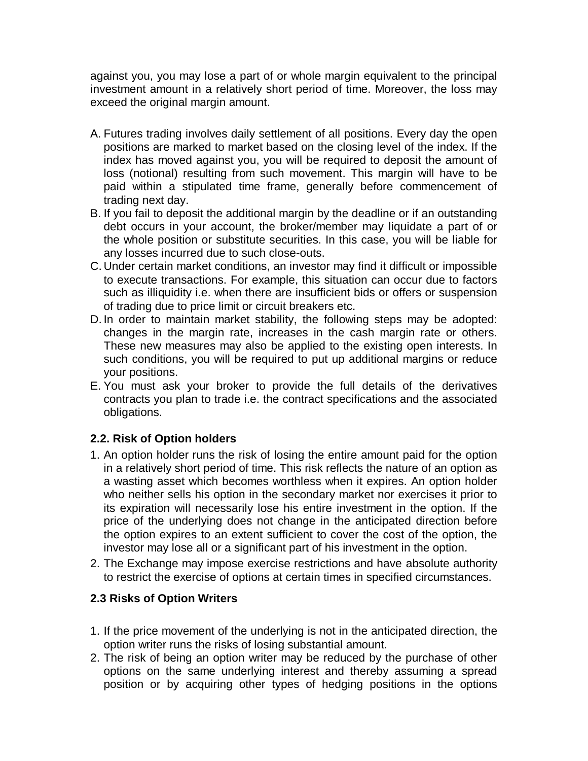against you, you may lose a part of or whole margin equivalent to the principal investment amount in a relatively short period of time. Moreover, the loss may exceed the original margin amount.

A. Futures trading involves daily settlement of all positions. Every day the open positions are marked to market based on the closing level of the index. If the index has moved against you, you will be required to deposit the amount of loss (notional) resulting from such movement. This margin will have to be paid within a stipulated time frame, generally before commencement of trading next day.
B. If you fail to deposit the additional margin by the deadline or if an outstanding debt occurs in your account, the broker/member may liquidate a part of or the whole position or substitute securities. In this case, you will be liable for any losses incurred due to such close-outs.
C. Under certain market conditions, an investor may find it difficult or impossible to execute transactions. For example, this situation can occur due to factors such as illiquidity i.e. when there are insufficient bids or offers or suspension of trading due to price limit or circuit breakers etc.
D. In order to maintain market stability, the following steps may be adopted: changes in the margin rate, increases in the cash margin rate or others. These new measures may also be applied to the existing open interests. In such conditions, you will be required to put up additional margins or reduce your positions.
E. You must ask your broker to provide the full details of the derivatives contracts you plan to trade i.e. the contract specifications and the associated obligations.

### 2.2. Risk of Option holders

1. An option holder runs the risk of losing the entire amount paid for the option in a relatively short period of time. This risk reflects the nature of an option as a wasting asset which becomes worthless when it expires. An option holder who neither sells his option in the secondary market nor exercises it prior to its expiration will necessarily lose his entire investment in the option. If the price of the underlying does not change in the anticipated direction before the option expires to an extent sufficient to cover the cost of the option, the investor may lose all or a significant part of his investment in the option.
2. The Exchange may impose exercise restrictions and have absolute authority to restrict the exercise of options at certain times in specified circumstances.

### 2.3 Risks of Option Writers

1. If the price movement of the underlying is not in the anticipated direction, the option writer runs the risks of losing substantial amount.
2. The risk of being an option writer may be reduced by the purchase of other options on the same underlying interest and thereby assuming a spread position or by acquiring other types of hedging positions in the options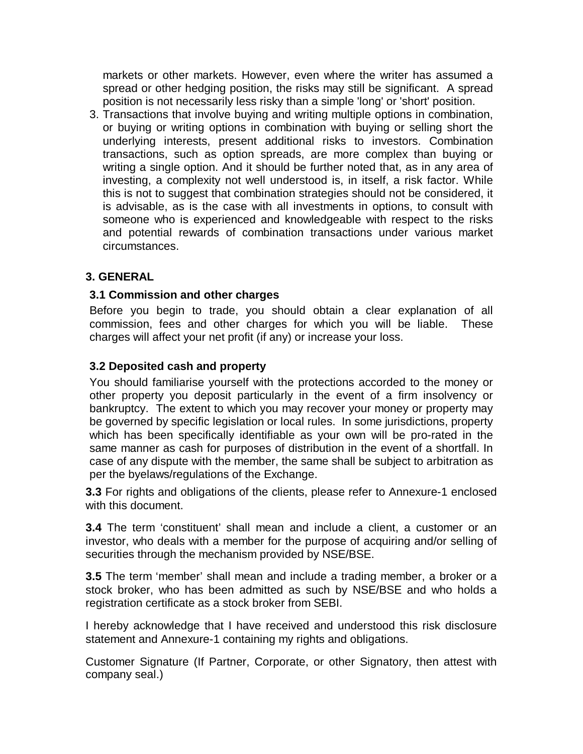markets or other markets. However, even where the writer has assumed a spread or other hedging position, the risks may still be significant. A spread position is not necessarily less risky than a simple 'long' or 'short' position.

3. Transactions that involve buying and writing multiple options in combination, or buying or writing options in combination with buying or selling short the underlying interests, present additional risks to investors. Combination transactions, such as option spreads, are more complex than buying or writing a single option. And it should be further noted that, as in any area of investing, a complexity not well understood is, in itself, a risk factor. While this is not to suggest that combination strategies should not be considered, it is advisable, as is the case with all investments in options, to consult with someone who is experienced and knowledgeable with respect to the risks and potential rewards of combination transactions under various market circumstances.

## 3. GENERAL

### 3.1 Commission and other charges

Before you begin to trade, you should obtain a clear explanation of all commission, fees and other charges for which you will be liable. These charges will affect your net profit (if any) or increase your loss.

### 3.2 Deposited cash and property

You should familiarise yourself with the protections accorded to the money or other property you deposit particularly in the event of a firm insolvency or bankruptcy. The extent to which you may recover your money or property may be governed by specific legislation or local rules. In some jurisdictions, property which has been specifically identifiable as your own will be pro-rated in the same manner as cash for purposes of distribution in the event of a shortfall. In case of any dispute with the member, the same shall be subject to arbitration as per the byelaws/regulations of the Exchange.

**3.3** For rights and obligations of the clients, please refer to Annexure-1 enclosed with this document.

**3.4** The term 'constituent' shall mean and include a client, a customer or an investor, who deals with a member for the purpose of acquiring and/or selling of securities through the mechanism provided by NSE/BSE.

**3.5** The term 'member' shall mean and include a trading member, a broker or a stock broker, who has been admitted as such by NSE/BSE and who holds a registration certificate as a stock broker from SEBI.

I hereby acknowledge that I have received and understood this risk disclosure statement and Annexure-1 containing my rights and obligations.

Customer Signature (If Partner, Corporate, or other Signatory, then attest with company seal.)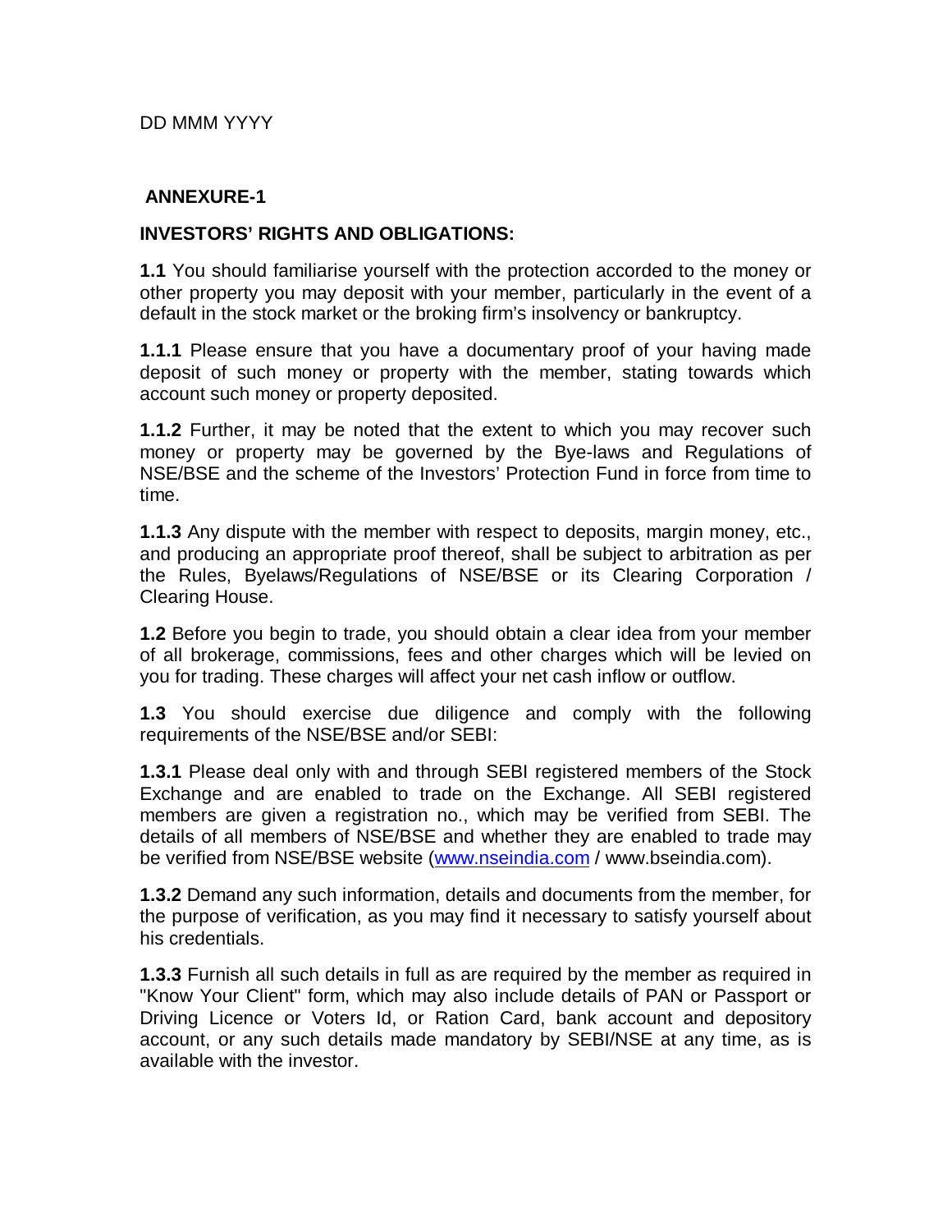DD MMM YYYY

**ANNEXURE-1**

**INVESTORS' RIGHTS AND OBLIGATIONS:**

**1.1** You should familiarise yourself with the protection accorded to the money or other property you may deposit with your member, particularly in the event of a default in the stock market or the broking firm's insolvency or bankruptcy.

**1.1.1** Please ensure that you have a documentary proof of your having made deposit of such money or property with the member, stating towards which account such money or property deposited.

**1.1.2** Further, it may be noted that the extent to which you may recover such money or property may be governed by the Bye-laws and Regulations of NSE/BSE and the scheme of the Investors' Protection Fund in force from time to time.

**1.1.3** Any dispute with the member with respect to deposits, margin money, etc., and producing an appropriate proof thereof, shall be subject to arbitration as per the Rules, Byelaws/Regulations of NSE/BSE or its Clearing Corporation / Clearing House.

**1.2** Before you begin to trade, you should obtain a clear idea from your member of all brokerage, commissions, fees and other charges which will be levied on you for trading. These charges will affect your net cash inflow or outflow.

**1.3** You should exercise due diligence and comply with the following requirements of the NSE/BSE and/or SEBI:

**1.3.1** Please deal only with and through SEBI registered members of the Stock Exchange and are enabled to trade on the Exchange. All SEBI registered members are given a registration no., which may be verified from SEBI. The details of all members of NSE/BSE and whether they are enabled to trade may be verified from NSE/BSE website ([www.nseindia.com](http://www.nseindia.com) / www.bseindia.com).

**1.3.2** Demand any such information, details and documents from the member, for the purpose of verification, as you may find it necessary to satisfy yourself about his credentials.

**1.3.3** Furnish all such details in full as are required by the member as required in "Know Your Client" form, which may also include details of PAN or Passport or Driving Licence or Voters Id, or Ration Card, bank account and depository account, or any such details made mandatory by SEBI/NSE at any time, as is available with the investor.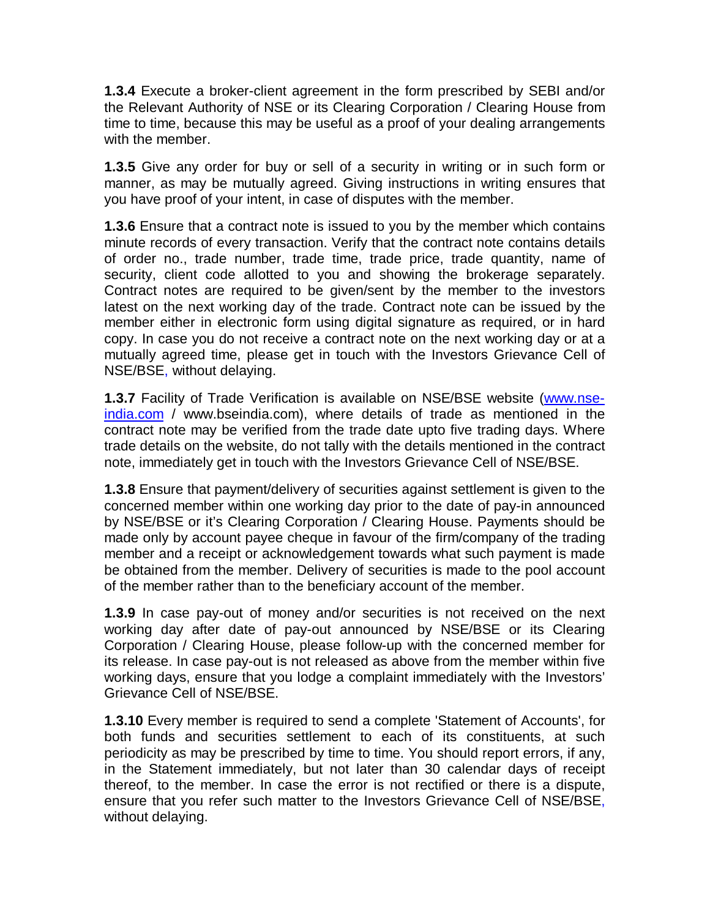**1.3.4** Execute a broker-client agreement in the form prescribed by SEBI and/or the Relevant Authority of NSE or its Clearing Corporation / Clearing House from time to time, because this may be useful as a proof of your dealing arrangements with the member.

**1.3.5** Give any order for buy or sell of a security in writing or in such form or manner, as may be mutually agreed. Giving instructions in writing ensures that you have proof of your intent, in case of disputes with the member.

**1.3.6** Ensure that a contract note is issued to you by the member which contains minute records of every transaction. Verify that the contract note contains details of order no., trade number, trade time, trade price, trade quantity, name of security, client code allotted to you and showing the brokerage separately. Contract notes are required to be given/sent by the member to the investors latest on the next working day of the trade. Contract note can be issued by the member either in electronic form using digital signature as required, or in hard copy. In case you do not receive a contract note on the next working day or at a mutually agreed time, please get in touch with the Investors Grievance Cell of NSE/BSE, without delaying.

**1.3.7** Facility of Trade Verification is available on NSE/BSE website (www.nse-india.com / www.bseindia.com), where details of trade as mentioned in the contract note may be verified from the trade date upto five trading days. Where trade details on the website, do not tally with the details mentioned in the contract note, immediately get in touch with the Investors Grievance Cell of NSE/BSE.

**1.3.8** Ensure that payment/delivery of securities against settlement is given to the concerned member within one working day prior to the date of pay-in announced by NSE/BSE or it's Clearing Corporation / Clearing House. Payments should be made only by account payee cheque in favour of the firm/company of the trading member and a receipt or acknowledgement towards what such payment is made be obtained from the member. Delivery of securities is made to the pool account of the member rather than to the beneficiary account of the member.

**1.3.9** In case pay-out of money and/or securities is not received on the next working day after date of pay-out announced by NSE/BSE or its Clearing Corporation / Clearing House, please follow-up with the concerned member for its release. In case pay-out is not released as above from the member within five working days, ensure that you lodge a complaint immediately with the Investors' Grievance Cell of NSE/BSE.

**1.3.10** Every member is required to send a complete 'Statement of Accounts', for both funds and securities settlement to each of its constituents, at such periodicity as may be prescribed by time to time. You should report errors, if any, in the Statement immediately, but not later than 30 calendar days of receipt thereof, to the member. In case the error is not rectified or there is a dispute, ensure that you refer such matter to the Investors Grievance Cell of NSE/BSE, without delaying.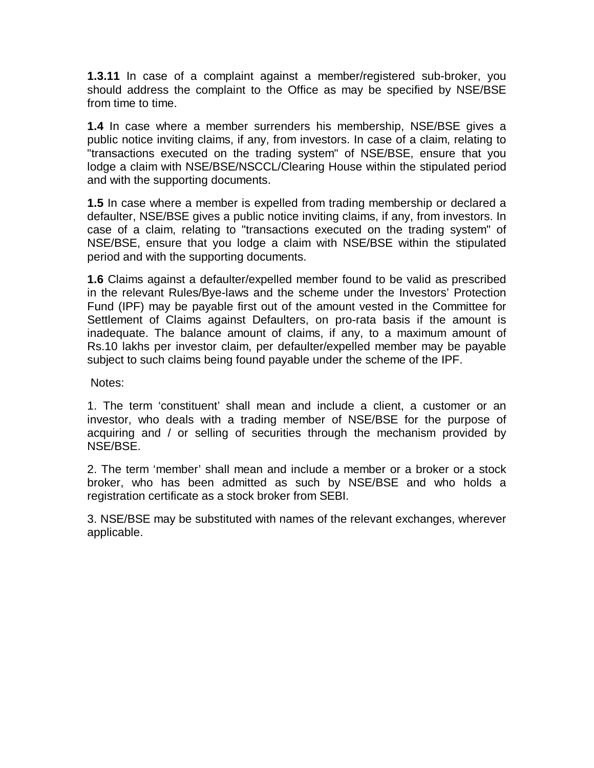**1.3.11** In case of a complaint against a member/registered sub-broker, you should address the complaint to the Office as may be specified by NSE/BSE from time to time.

**1.4** In case where a member surrenders his membership, NSE/BSE gives a public notice inviting claims, if any, from investors. In case of a claim, relating to "transactions executed on the trading system" of NSE/BSE, ensure that you lodge a claim with NSE/BSE/NSCCL/Clearing House within the stipulated period and with the supporting documents.

**1.5** In case where a member is expelled from trading membership or declared a defaulter, NSE/BSE gives a public notice inviting claims, if any, from investors. In case of a claim, relating to "transactions executed on the trading system" of NSE/BSE, ensure that you lodge a claim with NSE/BSE within the stipulated period and with the supporting documents.

**1.6** Claims against a defaulter/expelled member found to be valid as prescribed in the relevant Rules/Bye-laws and the scheme under the Investors' Protection Fund (IPF) may be payable first out of the amount vested in the Committee for Settlement of Claims against Defaulters, on pro-rata basis if the amount is inadequate. The balance amount of claims, if any, to a maximum amount of Rs.10 lakhs per investor claim, per defaulter/expelled member may be payable subject to such claims being found payable under the scheme of the IPF.

Notes:

1. The term 'constituent' shall mean and include a client, a customer or an investor, who deals with a trading member of NSE/BSE for the purpose of acquiring and / or selling of securities through the mechanism provided by NSE/BSE.

2. The term 'member' shall mean and include a member or a broker or a stock broker, who has been admitted as such by NSE/BSE and who holds a registration certificate as a stock broker from SEBI.

3. NSE/BSE may be substituted with names of the relevant exchanges, wherever applicable.